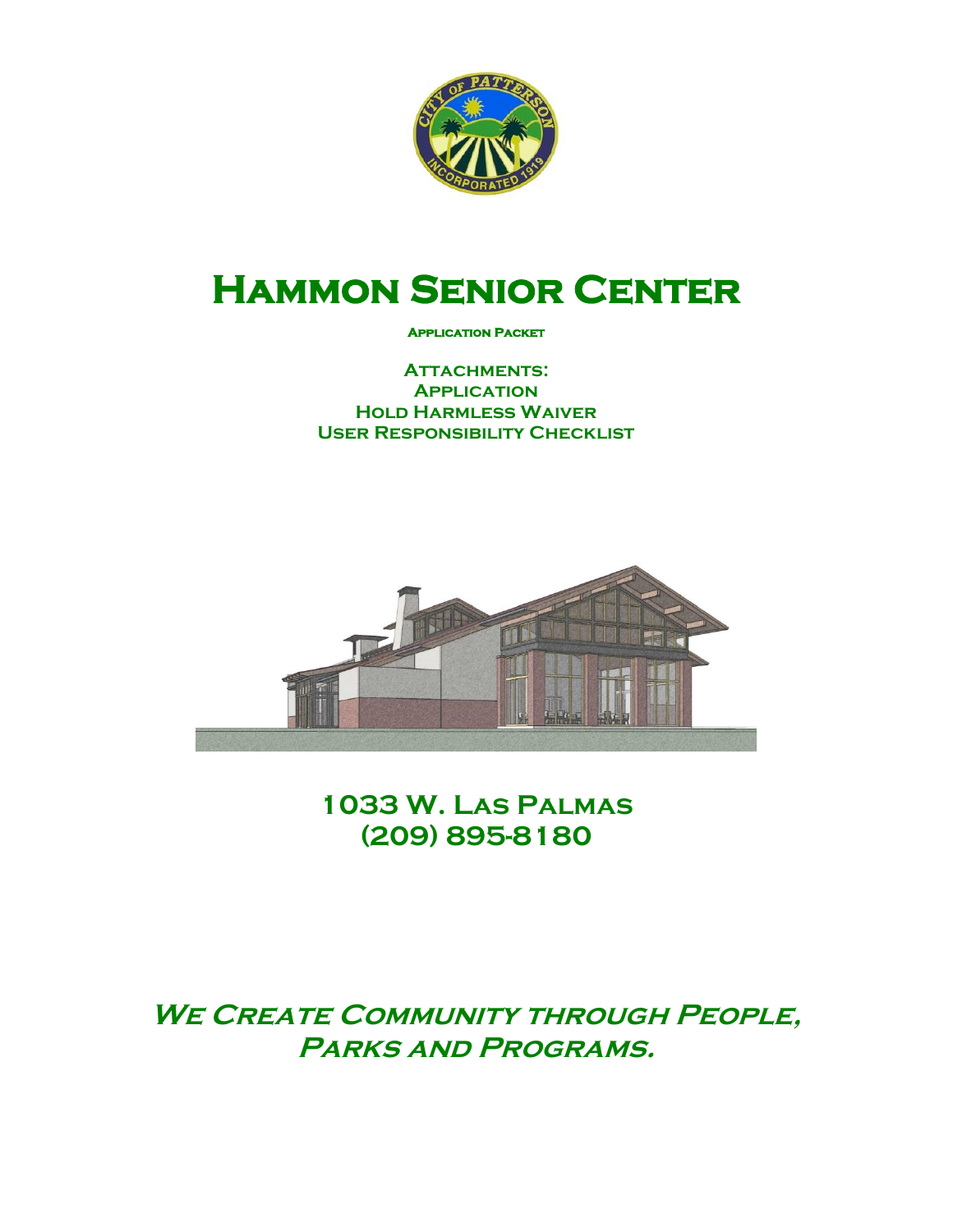# Hammon Senior Center

**Application Packet**

**Attachments:**
**Application**
**Hold Harmless Waiver**
**User Responsibility Checklist**

**1033 W. Las Palmas**
**(209) 895-8180**

***We Create Community through People, Parks and Programs.***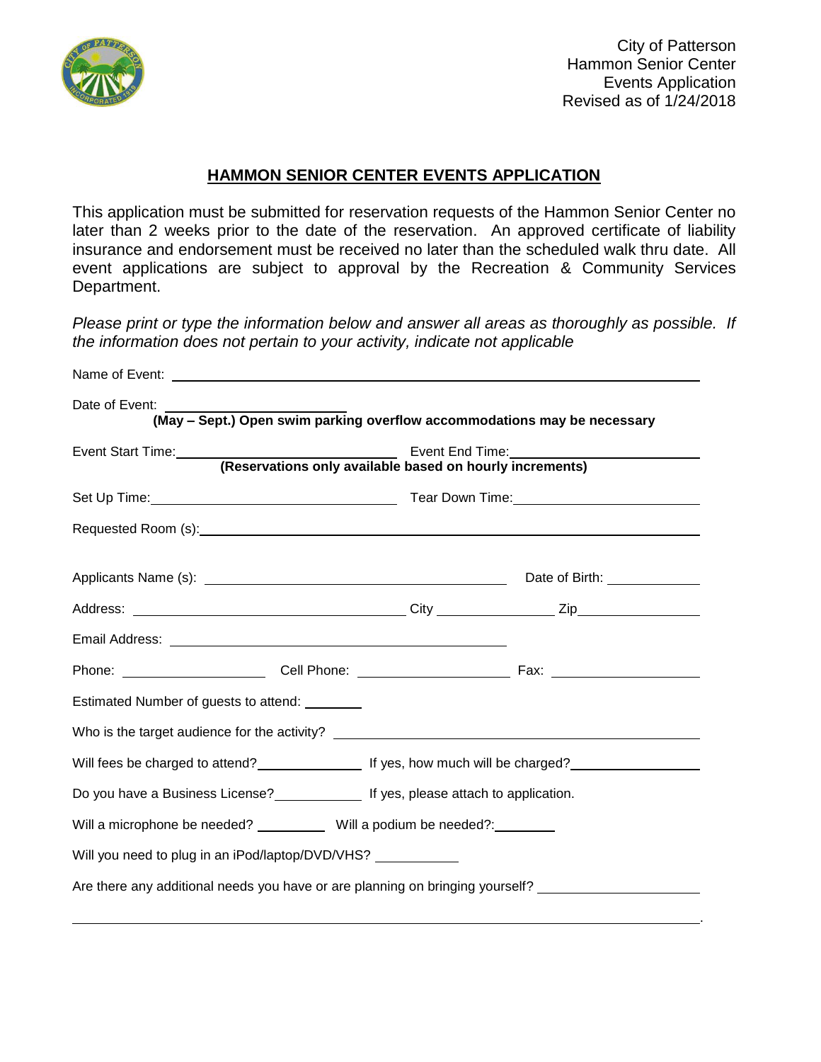City of Patterson
Hammon Senior Center
Events Application
Revised as of 1/24/2018

## HAMMON SENIOR CENTER EVENTS APPLICATION

This application must be submitted for reservation requests of the Hammon Senior Center no later than 2 weeks prior to the date of the reservation. An approved certificate of liability insurance and endorsement must be received no later than the scheduled walk thru date. All event applications are subject to approval by the Recreation & Community Services Department.

*Please print or type the information below and answer all areas as thoroughly as possible. If the information does not pertain to your activity, indicate not applicable*

Name of Event: ______________________________

Date of Event: ______________________
**(May – Sept.) Open swim parking overflow accommodations may be necessary**

Event Start Time: ______________________ Event End Time: ______________________
**(Reservations only available based on hourly increments)**

Set Up Time: ______________________ Tear Down Time: ______________________

Requested Room (s): ______________________________

Applicants Name (s): ______________________ Date of Birth: ____________

Address: ______________________ City ____________ Zip ____________

Email Address: ______________________

Phone: ____________ Cell Phone: ____________ Fax: ____________

Estimated Number of guests to attend: ________

Who is the target audience for the activity? ______________________

Will fees be charged to attend? ____________ If yes, how much will be charged? ____________

Do you have a Business License? ____________ If yes, please attach to application.

Will a microphone be needed? ________ Will a podium be needed?: ________

Will you need to plug in an iPod/laptop/DVD/VHS? ________

Are there any additional needs you have or are planning on bringing yourself? ______________________

______________________________________________________________________.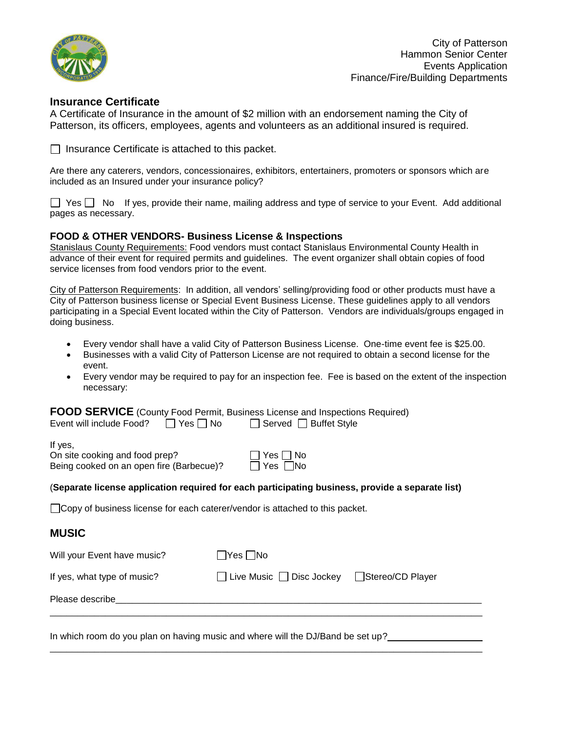City of Patterson
Hammon Senior Center
Events Application
Finance/Fire/Building Departments

## Insurance Certificate

A Certificate of Insurance in the amount of $2 million with an endorsement naming the City of Patterson, its officers, employees, agents and volunteers as an additional insured is required.

☐ Insurance Certificate is attached to this packet.

Are there any caterers, vendors, concessionaires, exhibitors, entertainers, promoters or sponsors which are included as an Insured under your insurance policy?

☐ Yes ☐ No If yes, provide their name, mailing address and type of service to your Event. Add additional pages as necessary.

### FOOD & OTHER VENDORS- Business License & Inspections

Stanislaus County Requirements: Food vendors must contact Stanislaus Environmental County Health in advance of their event for required permits and guidelines. The event organizer shall obtain copies of food service licenses from food vendors prior to the event.

City of Patterson Requirements: In addition, all vendors' selling/providing food or other products must have a City of Patterson business license or Special Event Business License. These guidelines apply to all vendors participating in a Special Event located within the City of Patterson. Vendors are individuals/groups engaged in doing business.

- Every vendor shall have a valid City of Patterson Business License. One-time event fee is $25.00.
- Businesses with a valid City of Patterson License are not required to obtain a second license for the event.
- Every vendor may be required to pay for an inspection fee. Fee is based on the extent of the inspection necessary:

**FOOD SERVICE** (County Food Permit, Business License and Inspections Required)
Event will include Food? ☐ Yes ☐ No ☐ Served ☐ Buffet Style

If yes,
On site cooking and food prep? ☐ Yes ☐ No
Being cooked on an open fire (Barbecue)? ☐ Yes ☐ No

(**Separate license application required for each participating business, provide a separate list)**

☐ Copy of business license for each caterer/vendor is attached to this packet.

## MUSIC

Will your Event have music? ☐ Yes ☐ No

If yes, what type of music? ☐ Live Music ☐ Disc Jockey ☐ Stereo/CD Player

Please describe______________________________________________________________________

_____________________________________________________________________________________

In which room do you plan on having music and where will the DJ/Band be set up?___________________

_____________________________________________________________________________________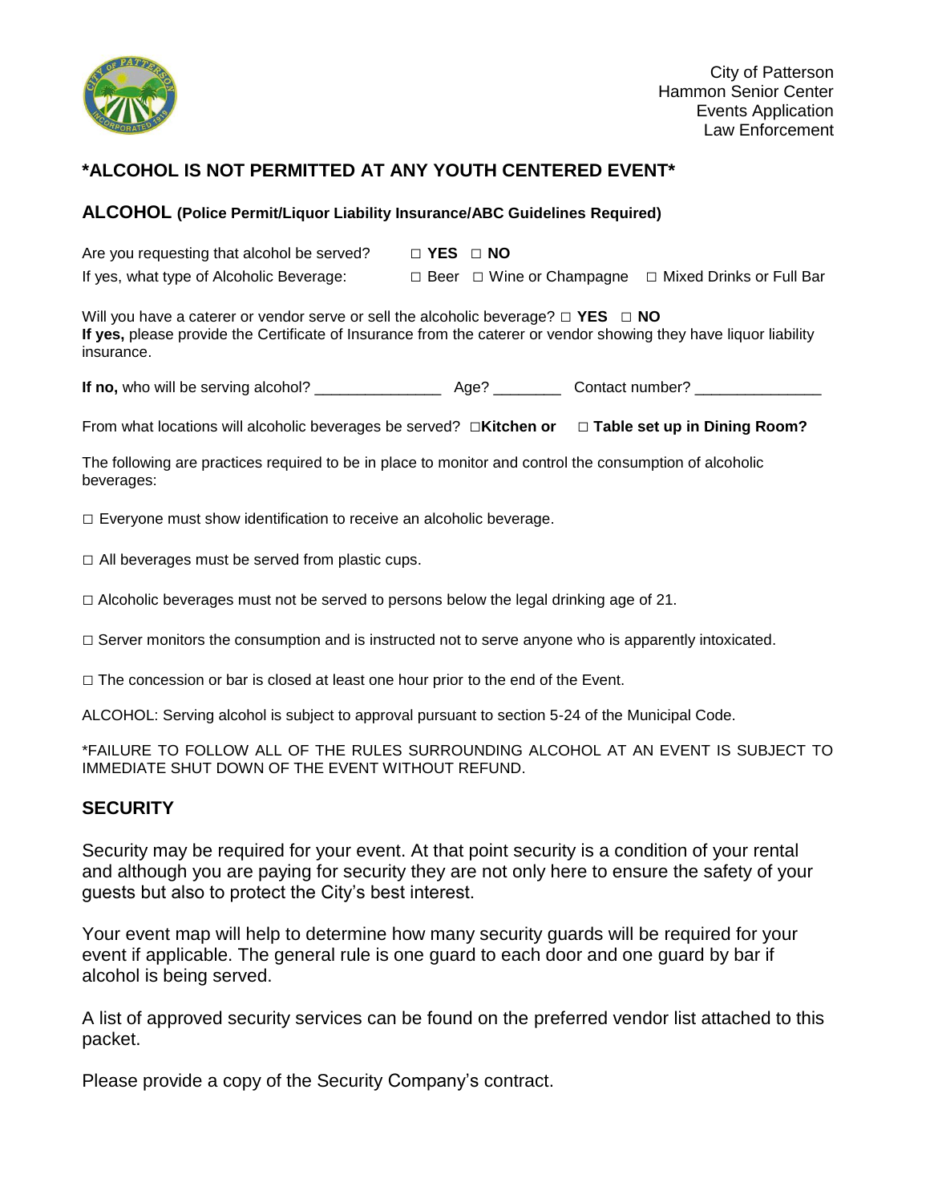City of Patterson
Hammon Senior Center
Events Application
Law Enforcement

## *ALCOHOL IS NOT PERMITTED AT ANY YOUTH CENTERED EVENT*

### ALCOHOL (Police Permit/Liquor Liability Insurance/ABC Guidelines Required)

Are you requesting that alcohol be served? □ **YES** □ **NO**

If yes, what type of Alcoholic Beverage: □ Beer □ Wine or Champagne □ Mixed Drinks or Full Bar

Will you have a caterer or vendor serve or sell the alcoholic beverage? □ **YES** □ **NO**
**If yes,** please provide the Certificate of Insurance from the caterer or vendor showing they have liquor liability insurance.

**If no,** who will be serving alcohol? _______________ Age? ________ Contact number? _______________

From what locations will alcoholic beverages be served? □**Kitchen or** □ **Table set up in Dining Room?**

The following are practices required to be in place to monitor and control the consumption of alcoholic beverages:

□ Everyone must show identification to receive an alcoholic beverage.

□ All beverages must be served from plastic cups.

□ Alcoholic beverages must not be served to persons below the legal drinking age of 21.

□ Server monitors the consumption and is instructed not to serve anyone who is apparently intoxicated.

□ The concession or bar is closed at least one hour prior to the end of the Event.

ALCOHOL: Serving alcohol is subject to approval pursuant to section 5-24 of the Municipal Code.

*FAILURE TO FOLLOW ALL OF THE RULES SURROUNDING ALCOHOL AT AN EVENT IS SUBJECT TO IMMEDIATE SHUT DOWN OF THE EVENT WITHOUT REFUND.

### SECURITY

Security may be required for your event. At that point security is a condition of your rental and although you are paying for security they are not only here to ensure the safety of your guests but also to protect the City's best interest.

Your event map will help to determine how many security guards will be required for your event if applicable. The general rule is one guard to each door and one guard by bar if alcohol is being served.

A list of approved security services can be found on the preferred vendor list attached to this packet.

Please provide a copy of the Security Company's contract.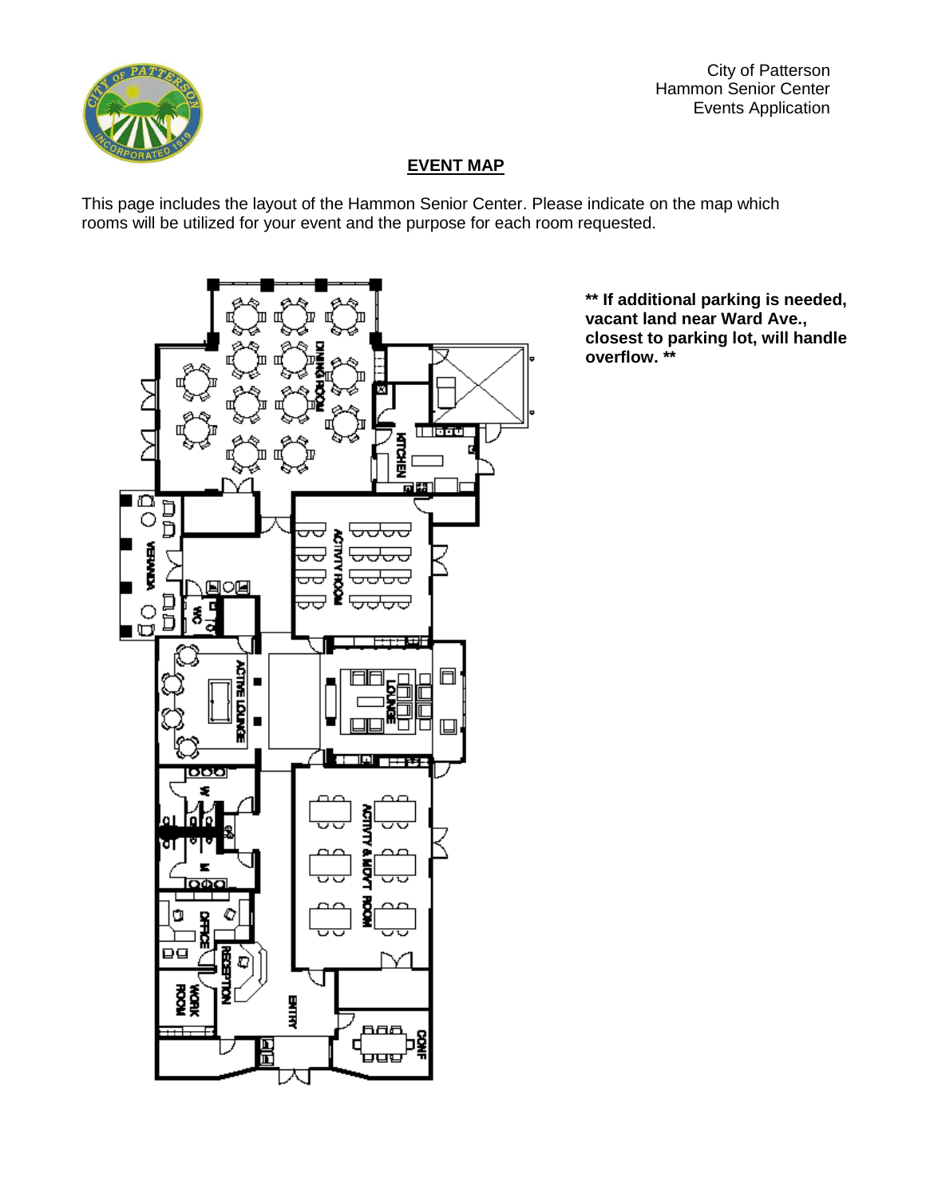City of Patterson
Hammon Senior Center
Events Application

## EVENT MAP

This page includes the layout of the Hammon Senior Center. Please indicate on the map which rooms will be utilized for your event and the purpose for each room requested.

**** If additional parking is needed, vacant land near Ward Ave., closest to parking lot, will handle overflow. ****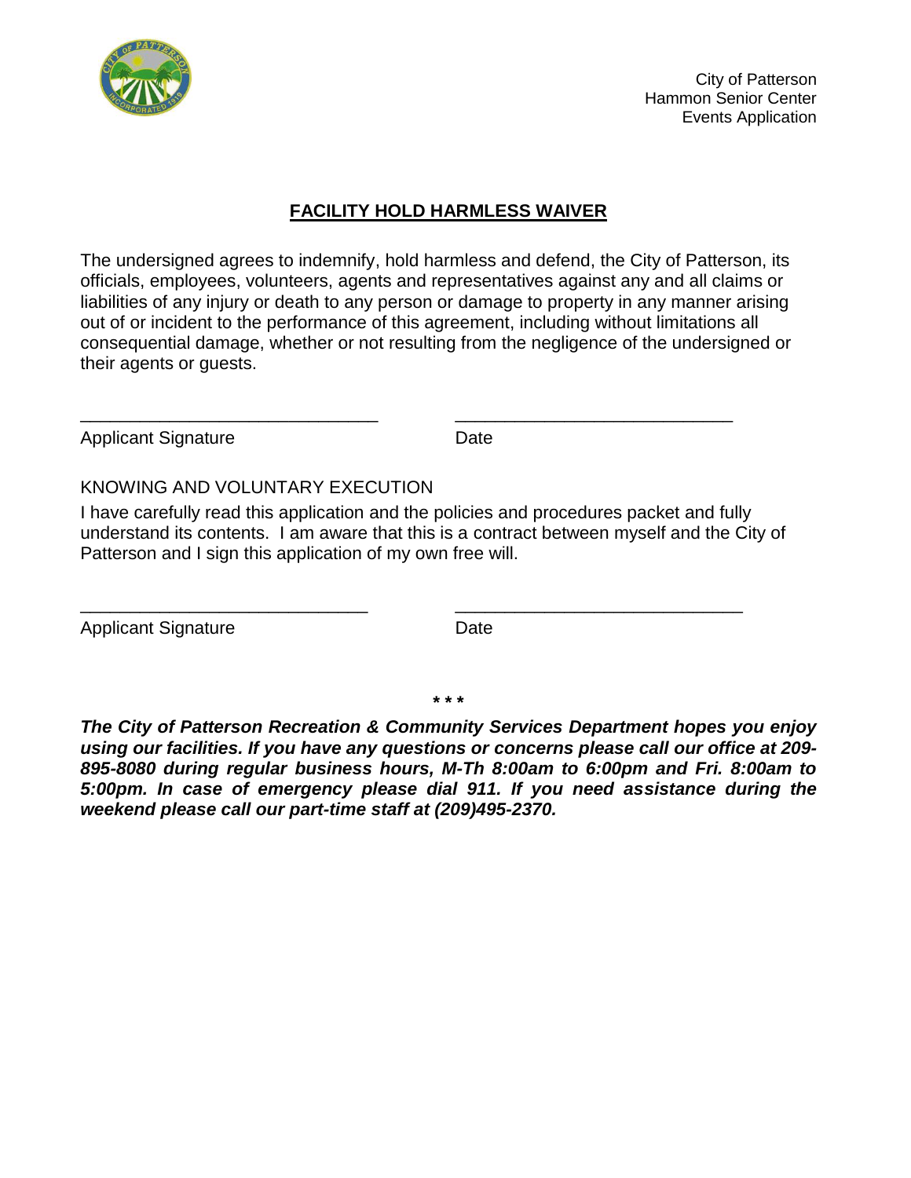City of Patterson
Hammon Senior Center
Events Application

## FACILITY HOLD HARMLESS WAIVER

The undersigned agrees to indemnify, hold harmless and defend, the City of Patterson, its officials, employees, volunteers, agents and representatives against any and all claims or liabilities of any injury or death to any person or damage to property in any manner arising out of or incident to the performance of this agreement, including without limitations all consequential damage, whether or not resulting from the negligence of the undersigned or their agents or guests.

______________________________ ____________________________

Applicant Signature Date

KNOWING AND VOLUNTARY EXECUTION

I have carefully read this application and the policies and procedures packet and fully understand its contents. I am aware that this is a contract between myself and the City of Patterson and I sign this application of my own free will.

______________________________ ____________________________

Applicant Signature Date

\* \* \*

***The City of Patterson Recreation & Community Services Department hopes you enjoy using our facilities. If you have any questions or concerns please call our office at 209-895-8080 during regular business hours, M-Th 8:00am to 6:00pm and Fri. 8:00am to 5:00pm. In case of emergency please dial 911. If you need assistance during the weekend please call our part-time staff at (209)495-2370.***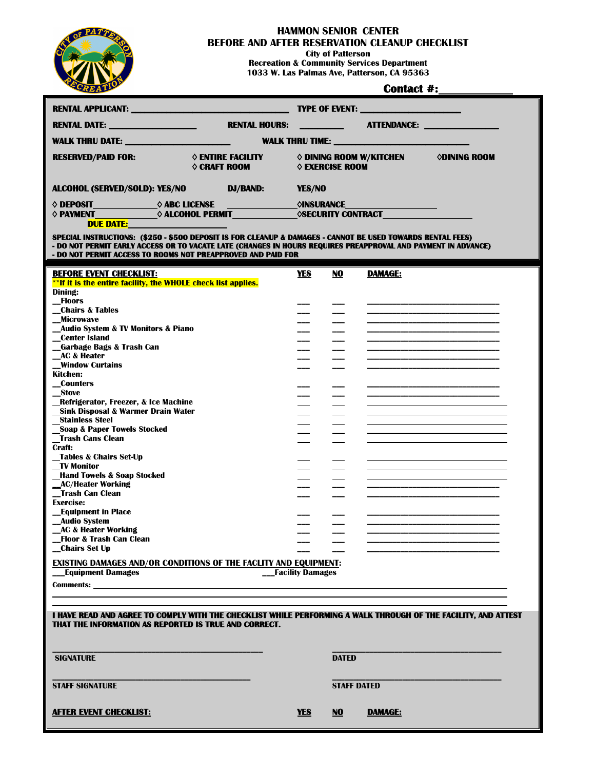# HAMMON SENIOR CENTER

## BEFORE AND AFTER RESERVATION CLEANUP CHECKLIST

**City of Patterson**
**Recreation & Community Services Department**
**1033 W. Las Palmas Ave, Patterson, CA 95363**

**Contact #:____________**

**RENTAL APPLICANT:** ______________________________ **TYPE OF EVENT:** ____________________

**RENTAL DATE:** ________________ **RENTAL HOURS:** ________ **ATTENDANCE:** ______________

**WALK THRU DATE:** ____________________ **WALK THRU TIME:** __________________________

**RESERVED/PAID FOR:** ◊ ENTIRE FACILITY ◊ DINING ROOM W/KITCHEN ◊DINING ROOM ◊ CRAFT ROOM ◊ EXERCISE ROOM

**ALCOHOL (SERVED/SOLD): YES/NO** **DJ/BAND: YES/NO**

**◊ DEPOSIT**____________ **◊ ABC LICENSE** ____________ **◊INSURANCE**________________
**◊ PAYMENT**____________ **◊ ALCOHOL PERMIT**____________ **◊SECURITY CONTRACT**________________
**DUE DATE:**________________

**SPECIAL INSTRUCTIONS: ($250 - $500 DEPOSIT IS FOR CLEANUP & DAMAGES - CANNOT BE USED TOWARDS RENTAL FEES)**
**- DO NOT PERMIT EARLY ACCESS OR TO VACATE LATE (CHANGES IN HOURS REQUIRES PREAPPROVAL AND PAYMENT IN ADVANCE)**
**- DO NOT PERMIT ACCESS TO ROOMS NOT PREAPPROVED AND PAID FOR**

| BEFORE EVENT CHECKLIST: | YES | NO | DAMAGE: |
|---|---|---|---|
| **If it is the entire facility, the WHOLE check list applies.** | | | |
| **Dining:** | | | |
| __Floors | ___ | ___ | ________________________ |
| __Chairs & Tables | ___ | ___ | ________________________ |
| __Microwave | ___ | ___ | ________________________ |
| __Audio System & TV Monitors & Piano | ___ | ___ | ________________________ |
| __Center Island | ___ | ___ | ________________________ |
| __Garbage Bags & Trash Can | ___ | ___ | ________________________ |
| __AC & Heater | ___ | ___ | ________________________ |
| __Window Curtains | ___ | ___ | ________________________ |
| **Kitchen:** | | | |
| __Counters | ___ | ___ | ________________________ |
| __Stove | ___ | ___ | ________________________ |
| __Refrigerator, Freezer, & Ice Machine | ___ | ___ | ________________________ |
| __Sink Disposal & Warmer Drain Water | ___ | ___ | ________________________ |
| __Stainless Steel | ___ | ___ | ________________________ |
| __Soap & Paper Towels Stocked | ___ | ___ | ________________________ |
| __Trash Cans Clean | ___ | ___ | ________________________ |
| **Craft:** | | | |
| __Tables & Chairs Set-Up | ___ | ___ | ________________________ |
| __TV Monitor | ___ | ___ | ________________________ |
| __Hand Towels & Soap Stocked | ___ | ___ | ________________________ |
| __AC/Heater Working | ___ | ___ | ________________________ |
| __Trash Can Clean | ___ | ___ | ________________________ |
| **Exercise:** | | | |
| __Equipment in Place | ___ | ___ | ________________________ |
| __Audio System | ___ | ___ | ________________________ |
| __AC & Heater Working | ___ | ___ | ________________________ |
| __Floor & Trash Can Clean | ___ | ___ | ________________________ |
| __Chairs Set Up | ___ | ___ | ________________________ |

**EXISTING DAMAGES AND/OR CONDITIONS OF THE FACLITY AND EQUIPMENT:**

___Equipment Damages ___Facility Damages

**Comments:** ________________________________________________________________

________________________________________________________________________

________________________________________________________________________

**I HAVE READ AND AGREE TO COMPLY WITH THE CHECKLIST WHILE PERFORMING A WALK THROUGH OF THE FACILITY, AND ATTEST THAT THE INFORMATION AS REPORTED IS TRUE AND CORRECT.**

______________________________ ______________________________
**SIGNATURE** **DATED**

______________________________ ______________________________
**STAFF SIGNATURE** **STAFF DATED**

| AFTER EVENT CHECKLIST: | YES | NO | DAMAGE: |
|---|---|---|---|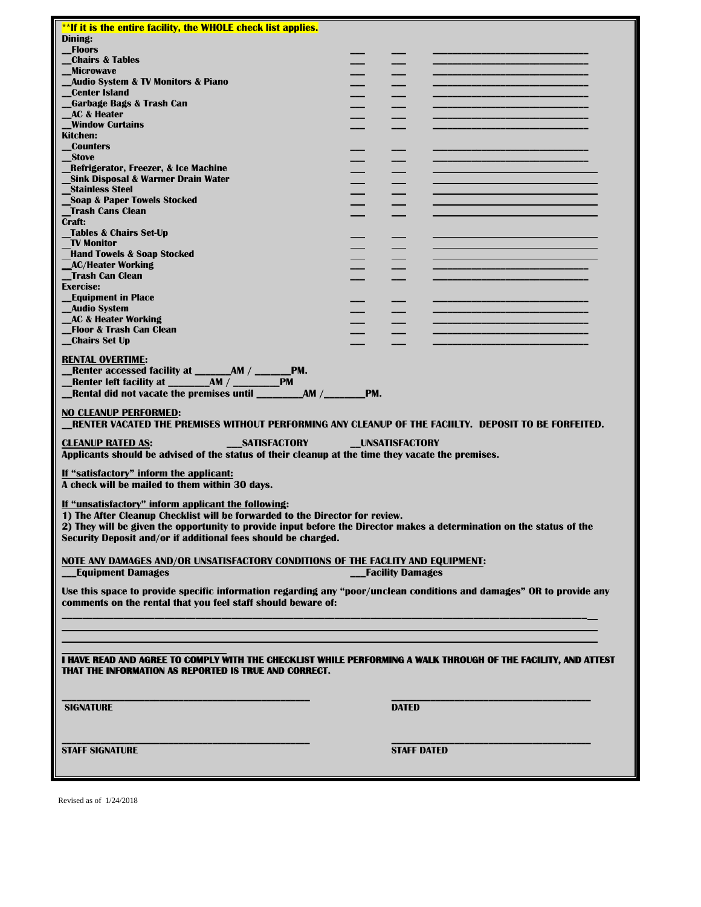**If it is the entire facility, the WHOLE check list applies.**

**Dining:**

| | | | |
|---|---|---|---|
| __Floors | ___ | ___ | ____________________ |
| __Chairs & Tables | ___ | ___ | ____________________ |
| __Microwave | ___ | ___ | ____________________ |
| __Audio System & TV Monitors & Piano | ___ | ___ | ____________________ |
| __Center Island | ___ | ___ | ____________________ |
| __Garbage Bags & Trash Can | ___ | ___ | ____________________ |
| __AC & Heater | ___ | ___ | ____________________ |
| __Window Curtains | ___ | ___ | ____________________ |

**Kitchen:**

| | | | |
|---|---|---|---|
| __Counters | ___ | ___ | ____________________ |
| __Stove | ___ | ___ | ____________________ |
| __Refrigerator, Freezer, & Ice Machine | ___ | ___ | ____________________ |
| __Sink Disposal & Warmer Drain Water | ___ | ___ | ____________________ |
| __Stainless Steel | ___ | ___ | ____________________ |
| __Soap & Paper Towels Stocked | ___ | ___ | ____________________ |
| __Trash Cans Clean | ___ | ___ | ____________________ |

**Craft:**

| | | | |
|---|---|---|---|
| __Tables & Chairs Set-Up | ___ | ___ | ____________________ |
| __TV Monitor | ___ | ___ | ____________________ |
| __Hand Towels & Soap Stocked | ___ | ___ | ____________________ |
| __AC/Heater Working | ___ | ___ | ____________________ |
| __Trash Can Clean | ___ | ___ | ____________________ |

**Exercise:**

| | | | |
|---|---|---|---|
| __Equipment in Place | ___ | ___ | ____________________ |
| __Audio System | ___ | ___ | ____________________ |
| __AC & Heater Working | ___ | ___ | ____________________ |
| __Floor & Trash Can Clean | ___ | ___ | ____________________ |
| __Chairs Set Up | ___ | ___ | ____________________ |

**RENTAL OVERTIME:**

__Renter accessed facility at ______AM / ______PM.

__Renter left facility at _______AM / ________PM

__Rental did not vacate the premises until ________AM /_______PM.

**NO CLEANUP PERFORMED:**

__RENTER VACATED THE PREMISES WITHOUT PERFORMING ANY CLEANUP OF THE FACIILTY. DEPOSIT TO BE FORFEITED.

**CLEANUP RATED AS:** ___SATISFACTORY __UNSATISFACTORY

Applicants should be advised of the status of their cleanup at the time they vacate the premises.

**If "satisfactory" inform the applicant:**

A check will be mailed to them within 30 days.

**If "unsatisfactory" inform applicant the following:**

1) The After Cleanup Checklist will be forwarded to the Director for review.

2) They will be given the opportunity to provide input before the Director makes a determination on the status of the Security Deposit and/or if additional fees should be charged.

**NOTE ANY DAMAGES AND/OR UNSATISFACTORY CONDITIONS OF THE FACLITY AND EQUIPMENT:**

___Equipment Damages ___Facility Damages

Use this space to provide specific information regarding any "poor/unclean conditions and damages" OR to provide any comments on the rental that you feel staff should beware of:

______________________________________________________________________________

______________________________________________________________________________

______________________________________________________________________________

I HAVE READ AND AGREE TO COMPLY WITH THE CHECKLIST WHILE PERFORMING A WALK THROUGH OF THE FACILITY, AND ATTEST THAT THE INFORMATION AS REPORTED IS TRUE AND CORRECT.

______________________________ ______________________________

SIGNATURE DATED

______________________________ ______________________________

STAFF SIGNATURE STAFF DATED

Revised as of 1/24/2018